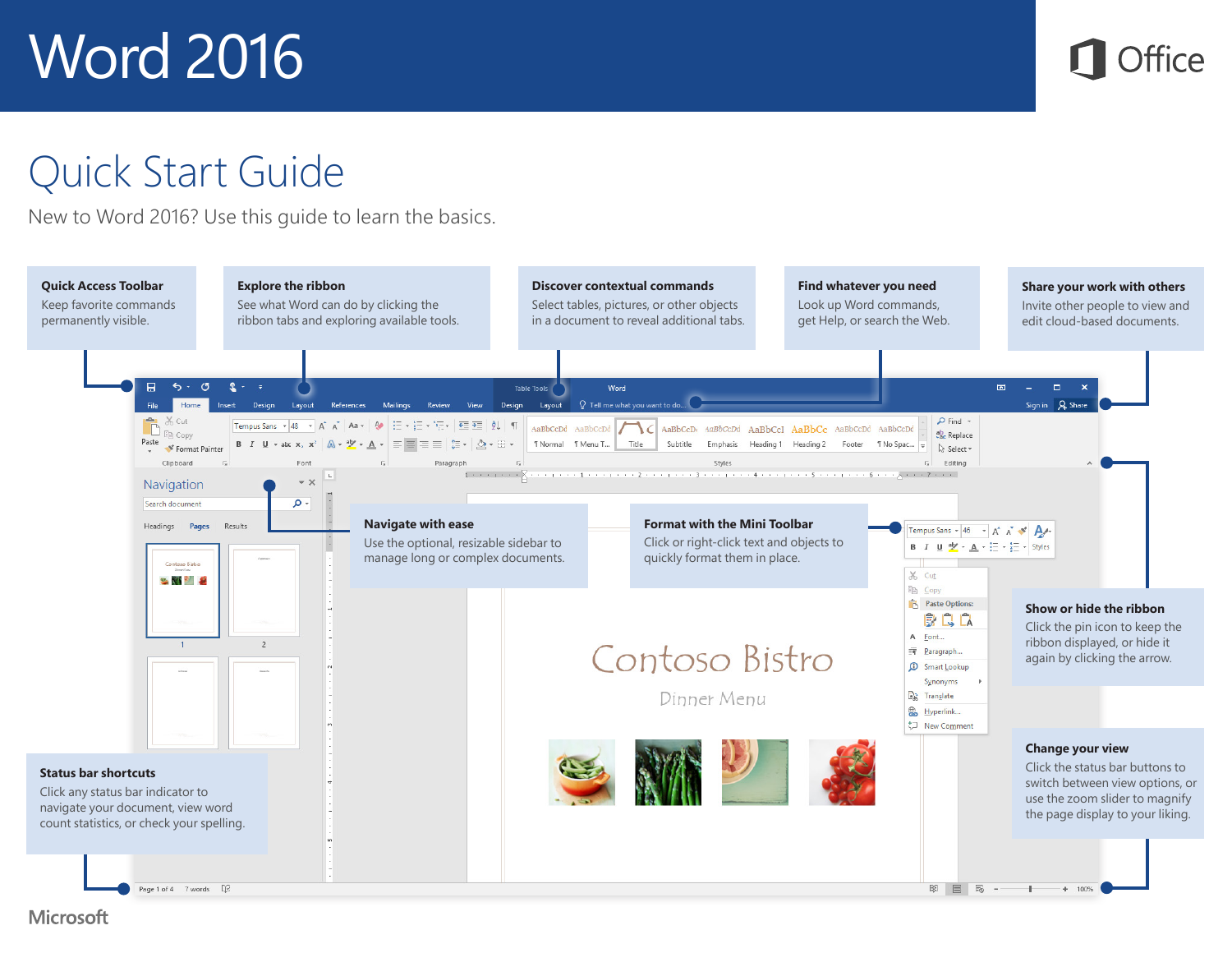# Word 2016

Office

## Quick Start Guide

New to Word 2016? Use this guide to learn the basics.

**Quick Access Toolbar**
Keep favorite commands permanently visible.

**Explore the ribbon**
See what Word can do by clicking the ribbon tabs and exploring available tools.

**Discover contextual commands**
Select tables, pictures, or other objects in a document to reveal additional tabs.

**Find whatever you need**
Look up Word commands, get Help, or search the Web.

**Share your work with others**
Invite other people to view and edit cloud-based documents.

**Navigate with ease**
Use the optional, resizable sidebar to manage long or complex documents.

**Format with the Mini Toolbar**
Click or right-click text and objects to quickly format them in place.

**Show or hide the ribbon**
Click the pin icon to keep the ribbon displayed, or hide it again by clicking the arrow.

**Status bar shortcuts**
Click any status bar indicator to navigate your document, view word count statistics, or check your spelling.

**Change your view**
Click the status bar buttons to switch between view options, or use the zoom slider to magnify the page display to your liking.

Microsoft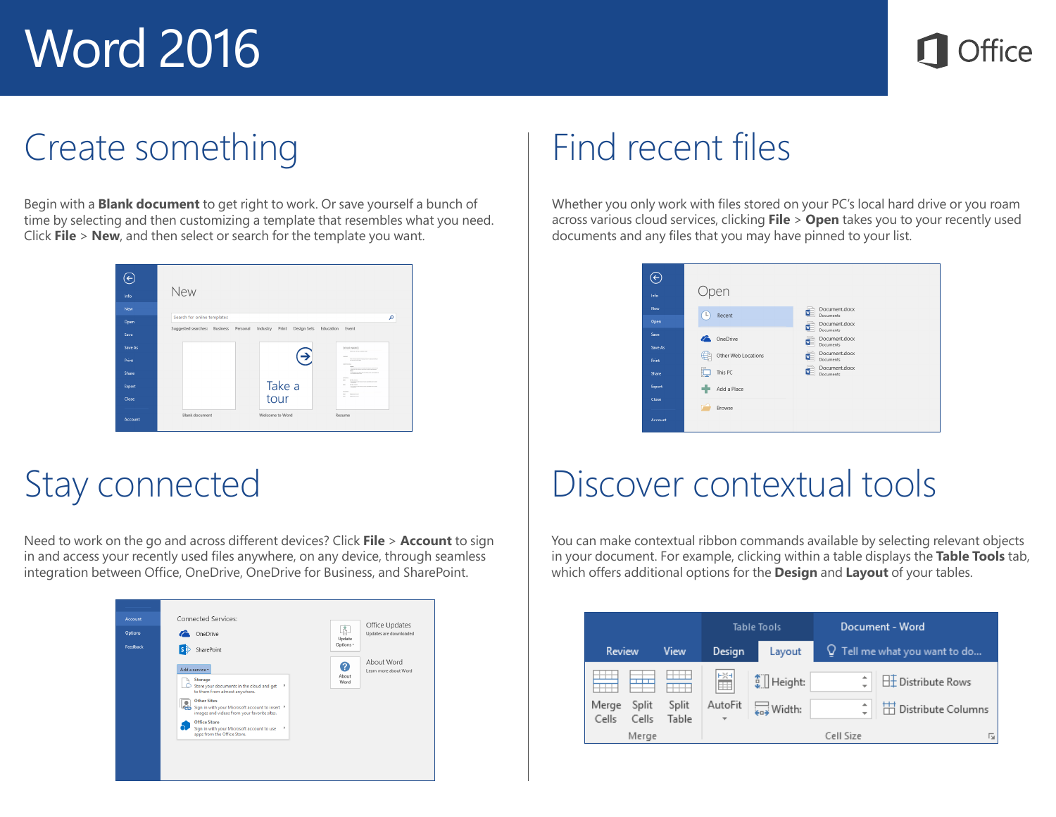# Word 2016

## Create something

Begin with a **Blank document** to get right to work. Or save yourself a bunch of time by selecting and then customizing a template that resembles what you need. Click **File** > **New**, and then select or search for the template you want.

## Find recent files

Whether you only work with files stored on your PC's local hard drive or you roam across various cloud services, clicking **File** > **Open** takes you to your recently used documents and any files that you may have pinned to your list.

## Stay connected

Need to work on the go and across different devices? Click **File** > **Account** to sign in and access your recently used files anywhere, on any device, through seamless integration between Office, OneDrive, OneDrive for Business, and SharePoint.

## Discover contextual tools

You can make contextual ribbon commands available by selecting relevant objects in your document. For example, clicking within a table displays the **Table Tools** tab, which offers additional options for the **Design** and **Layout** of your tables.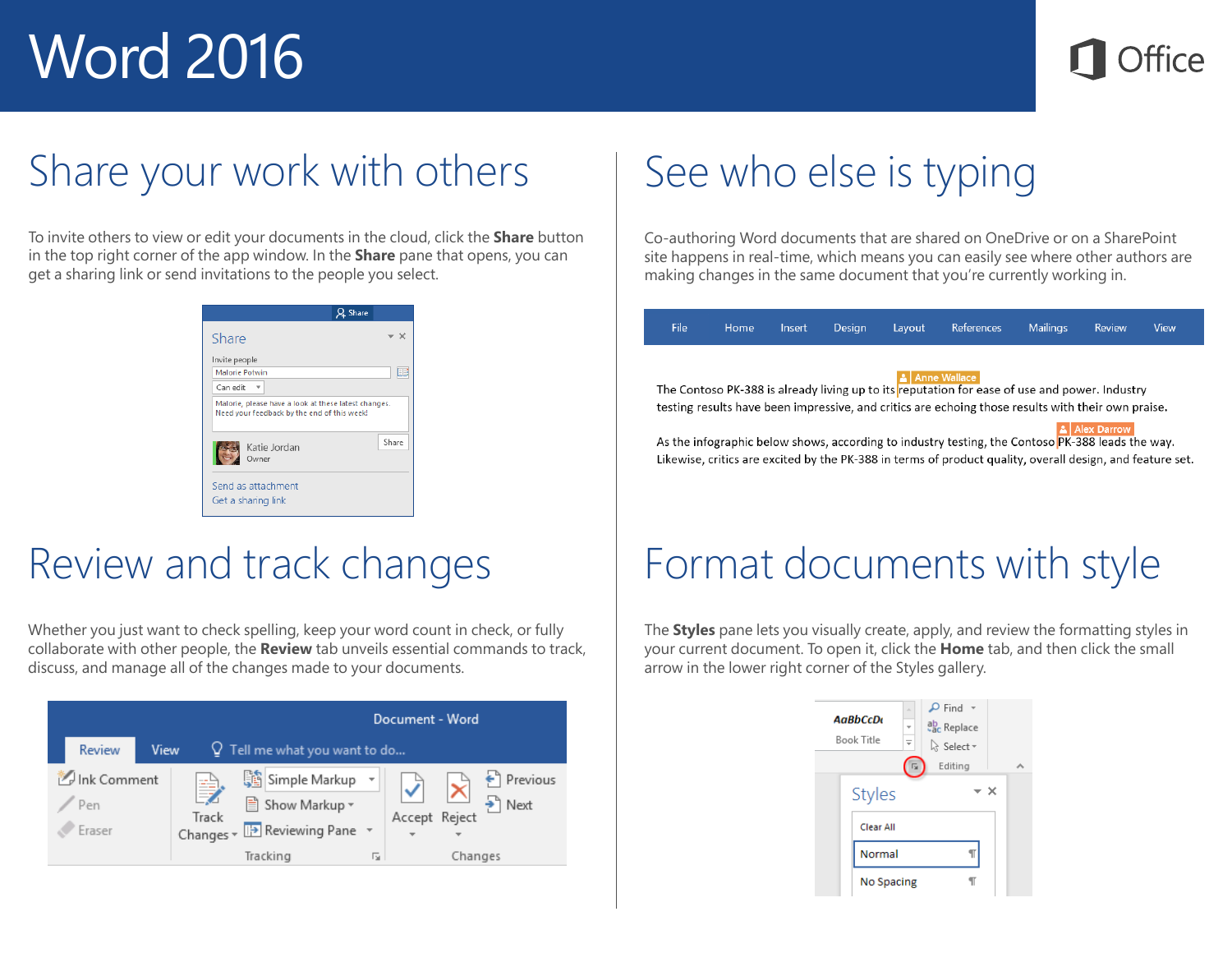# Word 2016

## Share your work with others

To invite others to view or edit your documents in the cloud, click the **Share** button in the top right corner of the app window. In the **Share** pane that opens, you can get a sharing link or send invitations to the people you select.

## See who else is typing

Co-authoring Word documents that are shared on OneDrive or on a SharePoint site happens in real-time, which means you can easily see where other authors are making changes in the same document that you're currently working in.

## Review and track changes

Whether you just want to check spelling, keep your word count in check, or fully collaborate with other people, the **Review** tab unveils essential commands to track, discuss, and manage all of the changes made to your documents.

## Format documents with style

The **Styles** pane lets you visually create, apply, and review the formatting styles in your current document. To open it, click the **Home** tab, and then click the small arrow in the lower right corner of the Styles gallery.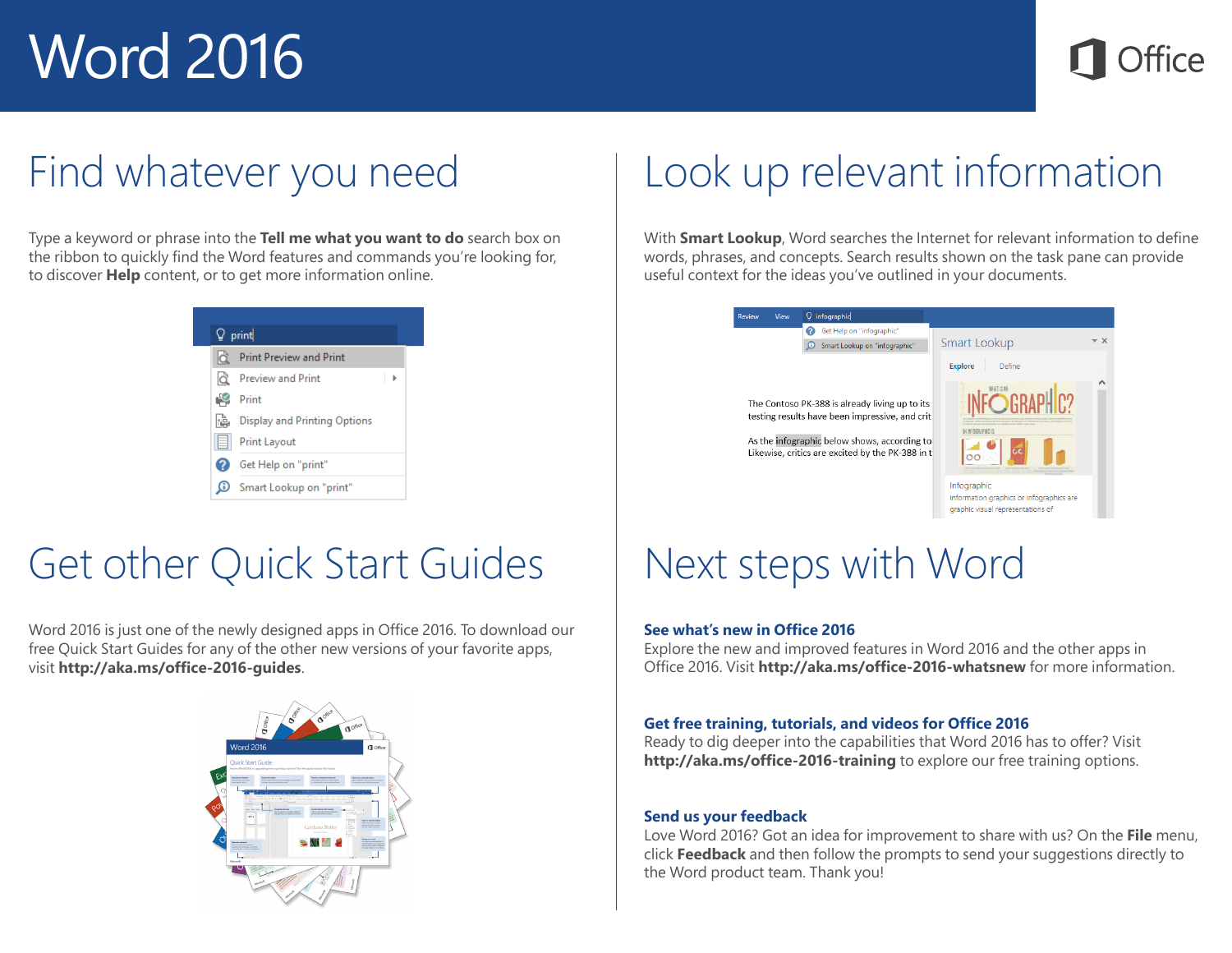# Word 2016

## Find whatever you need

Type a keyword or phrase into the **Tell me what you want to do** search box on the ribbon to quickly find the Word features and commands you're looking for, to discover **Help** content, or to get more information online.

## Get other Quick Start Guides

Word 2016 is just one of the newly designed apps in Office 2016. To download our free Quick Start Guides for any of the other new versions of your favorite apps, visit **http://aka.ms/office-2016-guides**.

## Look up relevant information

With **Smart Lookup**, Word searches the Internet for relevant information to define words, phrases, and concepts. Search results shown on the task pane can provide useful context for the ideas you've outlined in your documents.

## Next steps with Word

### See what's new in Office 2016

Explore the new and improved features in Word 2016 and the other apps in Office 2016. Visit **http://aka.ms/office-2016-whatsnew** for more information.

### Get free training, tutorials, and videos for Office 2016

Ready to dig deeper into the capabilities that Word 2016 has to offer? Visit **http://aka.ms/office-2016-training** to explore our free training options.

### Send us your feedback

Love Word 2016? Got an idea for improvement to share with us? On the **File** menu, click **Feedback** and then follow the prompts to send your suggestions directly to the Word product team. Thank you!